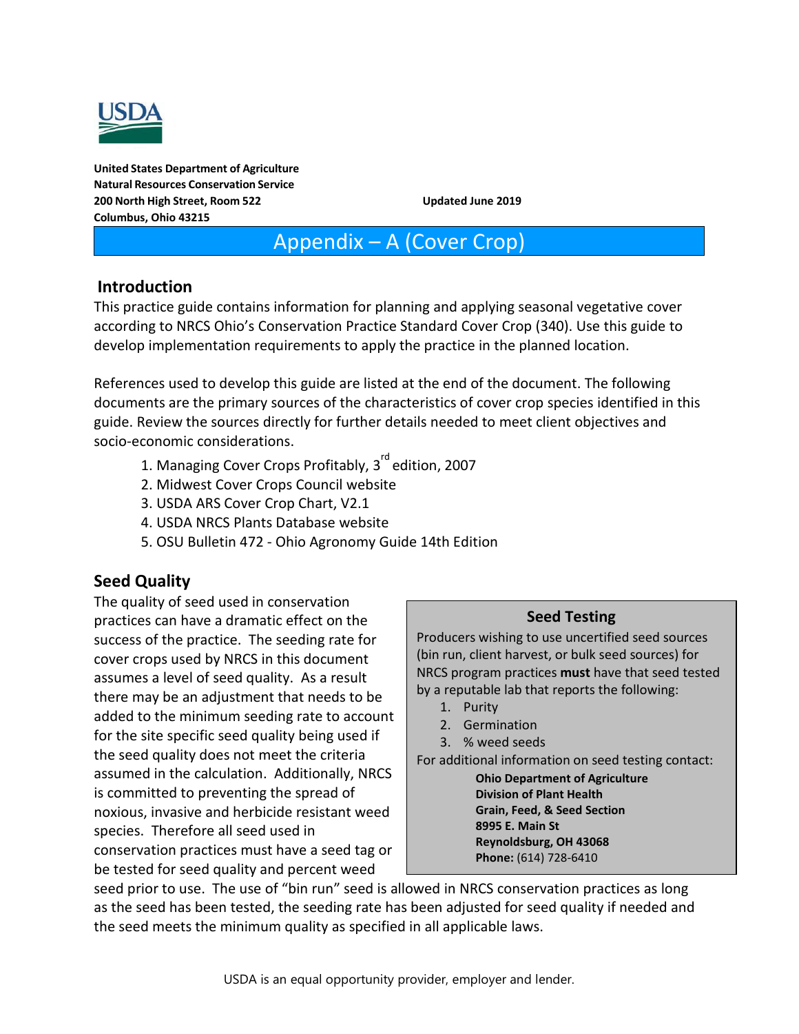USDA

**United States Department of Agriculture**
**Natural Resources Conservation Service**
**200 North High Street, Room 522**
**Columbus, Ohio 43215**

**Updated June 2019**

# Appendix – A (Cover Crop)

## Introduction

This practice guide contains information for planning and applying seasonal vegetative cover according to NRCS Ohio's Conservation Practice Standard Cover Crop (340). Use this guide to develop implementation requirements to apply the practice in the planned location.

References used to develop this guide are listed at the end of the document. The following documents are the primary sources of the characteristics of cover crop species identified in this guide. Review the sources directly for further details needed to meet client objectives and socio-economic considerations.

1. Managing Cover Crops Profitably, 3rd edition, 2007
2. Midwest Cover Crops Council website
3. USDA ARS Cover Crop Chart, V2.1
4. USDA NRCS Plants Database website
5. OSU Bulletin 472 - Ohio Agronomy Guide 14th Edition

## Seed Quality

The quality of seed used in conservation practices can have a dramatic effect on the success of the practice. The seeding rate for cover crops used by NRCS in this document assumes a level of seed quality. As a result there may be an adjustment that needs to be added to the minimum seeding rate to account for the site specific seed quality being used if the seed quality does not meet the criteria assumed in the calculation. Additionally, NRCS is committed to preventing the spread of noxious, invasive and herbicide resistant weed species. Therefore all seed used in conservation practices must have a seed tag or be tested for seed quality and percent weed seed prior to use. The use of "bin run" seed is allowed in NRCS conservation practices as long as the seed has been tested, the seeding rate has been adjusted for seed quality if needed and the seed meets the minimum quality as specified in all applicable laws.

### Seed Testing

Producers wishing to use uncertified seed sources (bin run, client harvest, or bulk seed sources) for NRCS program practices **must** have that seed tested by a reputable lab that reports the following:

1. Purity
2. Germination
3. % weed seeds

For additional information on seed testing contact:

**Ohio Department of Agriculture**
**Division of Plant Health**
**Grain, Feed, & Seed Section**
**8995 E. Main St**
**Reynoldsburg, OH 43068**
**Phone:** (614) 728-6410

USDA is an equal opportunity provider, employer and lender.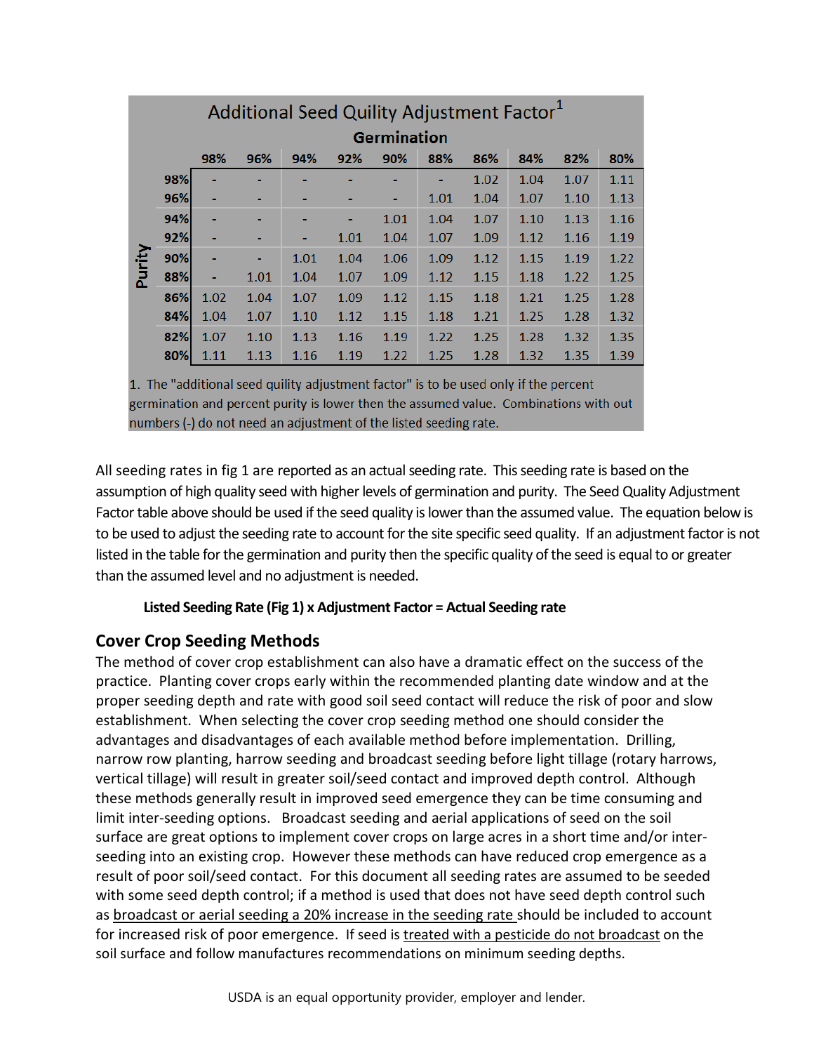## Additional Seed Quility Adjustment Factor[1]

| Purity | Germination 98% | 96% | 94% | 92% | 90% | 88% | 86% | 84% | 82% | 80% |
|---|---|---|---|---|---|---|---|---|---|---|
| 98% | - | - | - | - | - | - | 1.02 | 1.04 | 1.07 | 1.11 |
| 96% | - | - | - | - | - | 1.01 | 1.04 | 1.07 | 1.10 | 1.13 |
| 94% | - | - | - | - | 1.01 | 1.04 | 1.07 | 1.10 | 1.13 | 1.16 |
| 92% | - | - | - | 1.01 | 1.04 | 1.07 | 1.09 | 1.12 | 1.16 | 1.19 |
| 90% | - | - | 1.01 | 1.04 | 1.06 | 1.09 | 1.12 | 1.15 | 1.19 | 1.22 |
| 88% | - | 1.01 | 1.04 | 1.07 | 1.09 | 1.12 | 1.15 | 1.18 | 1.22 | 1.25 |
| 86% | 1.02 | 1.04 | 1.07 | 1.09 | 1.12 | 1.15 | 1.18 | 1.21 | 1.25 | 1.28 |
| 84% | 1.04 | 1.07 | 1.10 | 1.12 | 1.15 | 1.18 | 1.21 | 1.25 | 1.28 | 1.32 |
| 82% | 1.07 | 1.10 | 1.13 | 1.16 | 1.19 | 1.22 | 1.25 | 1.28 | 1.32 | 1.35 |
| 80% | 1.11 | 1.13 | 1.16 | 1.19 | 1.22 | 1.25 | 1.28 | 1.32 | 1.35 | 1.39 |

1. The "additional seed quility adjustment factor" is to be used only if the percent germination and percent purity is lower then the assumed value. Combinations with out numbers (-) do not need an adjustment of the listed seeding rate.

All seeding rates in fig 1 are reported as an actual seeding rate. This seeding rate is based on the assumption of high quality seed with higher levels of germination and purity. The Seed Quality Adjustment Factor table above should be used if the seed quality is lower than the assumed value. The equation below is to be used to adjust the seeding rate to account for the site specific seed quality. If an adjustment factor is not listed in the table for the germination and purity then the specific quality of the seed is equal to or greater than the assumed level and no adjustment is needed.

**Listed Seeding Rate (Fig 1) x Adjustment Factor = Actual Seeding rate**

## Cover Crop Seeding Methods

The method of cover crop establishment can also have a dramatic effect on the success of the practice. Planting cover crops early within the recommended planting date window and at the proper seeding depth and rate with good soil seed contact will reduce the risk of poor and slow establishment. When selecting the cover crop seeding method one should consider the advantages and disadvantages of each available method before implementation. Drilling, narrow row planting, harrow seeding and broadcast seeding before light tillage (rotary harrows, vertical tillage) will result in greater soil/seed contact and improved depth control. Although these methods generally result in improved seed emergence they can be time consuming and limit inter-seeding options. Broadcast seeding and aerial applications of seed on the soil surface are great options to implement cover crops on large acres in a short time and/or inter-seeding into an existing crop. However these methods can have reduced crop emergence as a result of poor soil/seed contact. For this document all seeding rates are assumed to be seeded with some seed depth control; if a method is used that does not have seed depth control such as broadcast or aerial seeding a 20% increase in the seeding rate should be included to account for increased risk of poor emergence. If seed is treated with a pesticide do not broadcast on the soil surface and follow manufactures recommendations on minimum seeding depths.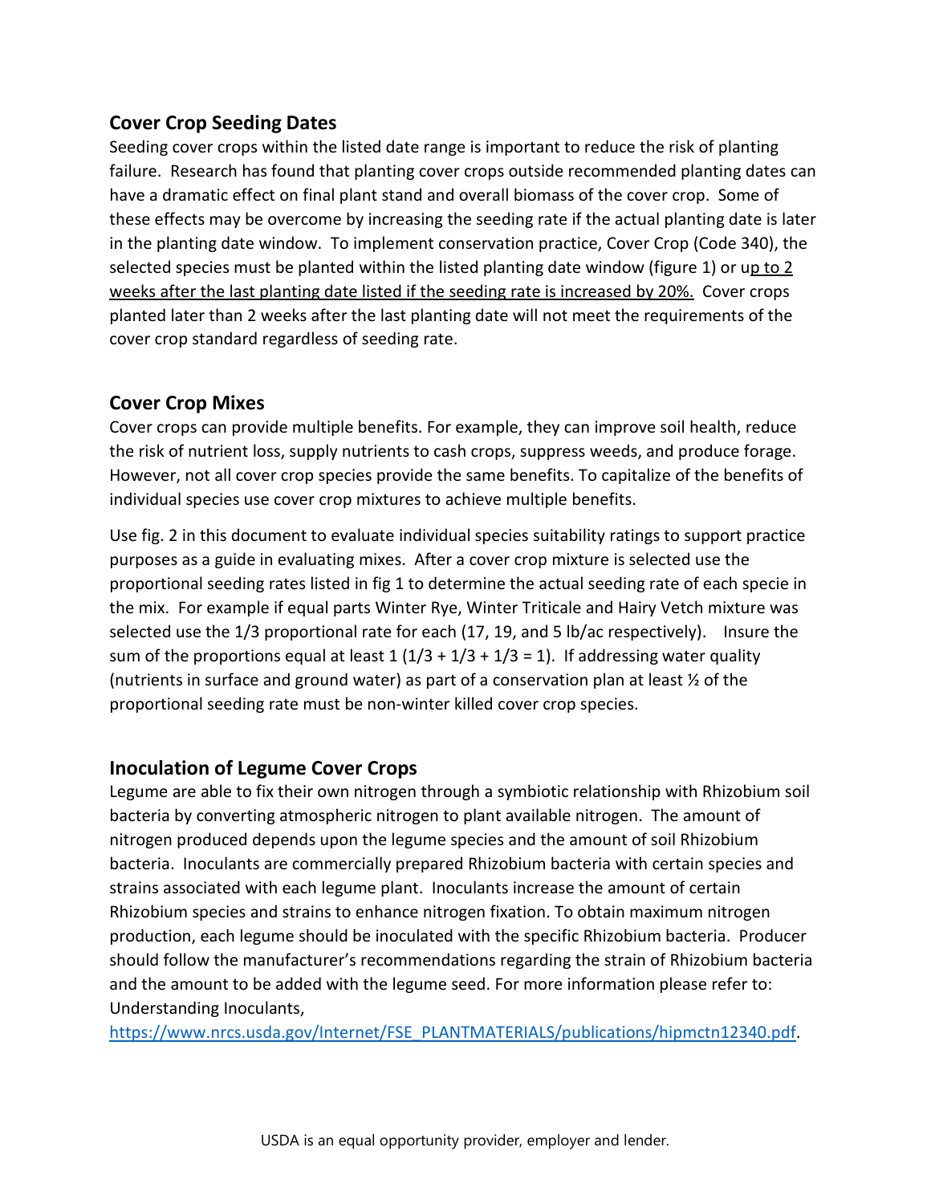## Cover Crop Seeding Dates

Seeding cover crops within the listed date range is important to reduce the risk of planting failure. Research has found that planting cover crops outside recommended planting dates can have a dramatic effect on final plant stand and overall biomass of the cover crop. Some of these effects may be overcome by increasing the seeding rate if the actual planting date is later in the planting date window. To implement conservation practice, Cover Crop (Code 340), the selected species must be planted within the listed planting date window (figure 1) or up to 2 weeks after the last planting date listed if the seeding rate is increased by 20%. Cover crops planted later than 2 weeks after the last planting date will not meet the requirements of the cover crop standard regardless of seeding rate.

## Cover Crop Mixes

Cover crops can provide multiple benefits. For example, they can improve soil health, reduce the risk of nutrient loss, supply nutrients to cash crops, suppress weeds, and produce forage. However, not all cover crop species provide the same benefits. To capitalize of the benefits of individual species use cover crop mixtures to achieve multiple benefits.

Use fig. 2 in this document to evaluate individual species suitability ratings to support practice purposes as a guide in evaluating mixes. After a cover crop mixture is selected use the proportional seeding rates listed in fig 1 to determine the actual seeding rate of each specie in the mix. For example if equal parts Winter Rye, Winter Triticale and Hairy Vetch mixture was selected use the 1/3 proportional rate for each (17, 19, and 5 lb/ac respectively). Insure the sum of the proportions equal at least 1 (1/3 + 1/3 + 1/3 = 1). If addressing water quality (nutrients in surface and ground water) as part of a conservation plan at least ½ of the proportional seeding rate must be non-winter killed cover crop species.

## Inoculation of Legume Cover Crops

Legume are able to fix their own nitrogen through a symbiotic relationship with Rhizobium soil bacteria by converting atmospheric nitrogen to plant available nitrogen. The amount of nitrogen produced depends upon the legume species and the amount of soil Rhizobium bacteria. Inoculants are commercially prepared Rhizobium bacteria with certain species and strains associated with each legume plant. Inoculants increase the amount of certain Rhizobium species and strains to enhance nitrogen fixation. To obtain maximum nitrogen production, each legume should be inoculated with the specific Rhizobium bacteria. Producer should follow the manufacturer's recommendations regarding the strain of Rhizobium bacteria and the amount to be added with the legume seed. For more information please refer to: Understanding Inoculants, https://www.nrcs.usda.gov/Internet/FSE_PLANTMATERIALS/publications/hipmctn12340.pdf.

USDA is an equal opportunity provider, employer and lender.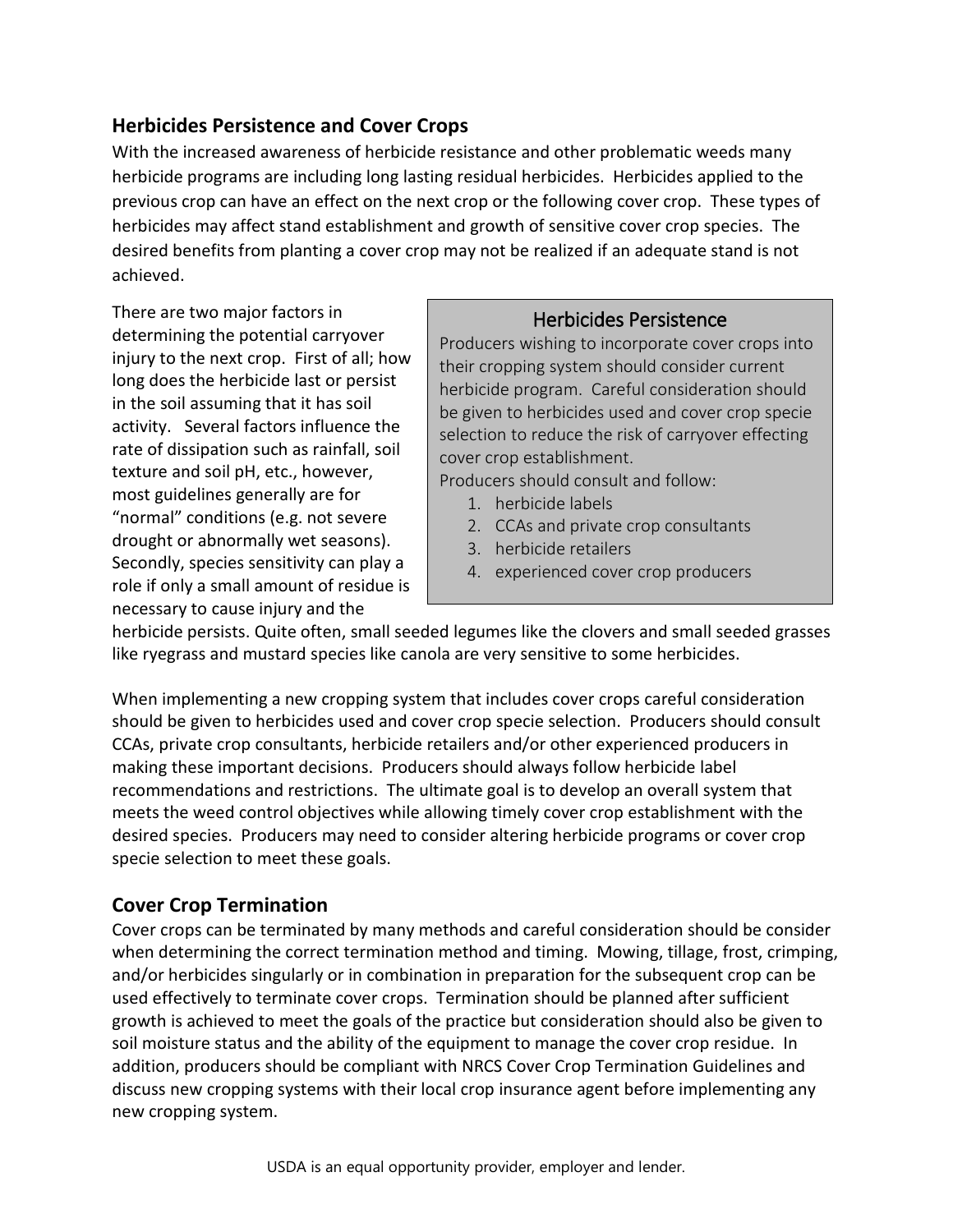## Herbicides Persistence and Cover Crops

With the increased awareness of herbicide resistance and other problematic weeds many herbicide programs are including long lasting residual herbicides. Herbicides applied to the previous crop can have an effect on the next crop or the following cover crop. These types of herbicides may affect stand establishment and growth of sensitive cover crop species. The desired benefits from planting a cover crop may not be realized if an adequate stand is not achieved.

There are two major factors in determining the potential carryover injury to the next crop. First of all; how long does the herbicide last or persist in the soil assuming that it has soil activity. Several factors influence the rate of dissipation such as rainfall, soil texture and soil pH, etc., however, most guidelines generally are for "normal" conditions (e.g. not severe drought or abnormally wet seasons). Secondly, species sensitivity can play a role if only a small amount of residue is necessary to cause injury and the herbicide persists. Quite often, small seeded legumes like the clovers and small seeded grasses like ryegrass and mustard species like canola are very sensitive to some herbicides.

> **Herbicides Persistence**
>
> Producers wishing to incorporate cover crops into their cropping system should consider current herbicide program. Careful consideration should be given to herbicides used and cover crop specie selection to reduce the risk of carryover effecting cover crop establishment.
>
> Producers should consult and follow:
>
> 1. herbicide labels
> 2. CCAs and private crop consultants
> 3. herbicide retailers
> 4. experienced cover crop producers

When implementing a new cropping system that includes cover crops careful consideration should be given to herbicides used and cover crop specie selection. Producers should consult CCAs, private crop consultants, herbicide retailers and/or other experienced producers in making these important decisions. Producers should always follow herbicide label recommendations and restrictions. The ultimate goal is to develop an overall system that meets the weed control objectives while allowing timely cover crop establishment with the desired species. Producers may need to consider altering herbicide programs or cover crop specie selection to meet these goals.

## Cover Crop Termination

Cover crops can be terminated by many methods and careful consideration should be consider when determining the correct termination method and timing. Mowing, tillage, frost, crimping, and/or herbicides singularly or in combination in preparation for the subsequent crop can be used effectively to terminate cover crops. Termination should be planned after sufficient growth is achieved to meet the goals of the practice but consideration should also be given to soil moisture status and the ability of the equipment to manage the cover crop residue. In addition, producers should be compliant with NRCS Cover Crop Termination Guidelines and discuss new cropping systems with their local crop insurance agent before implementing any new cropping system.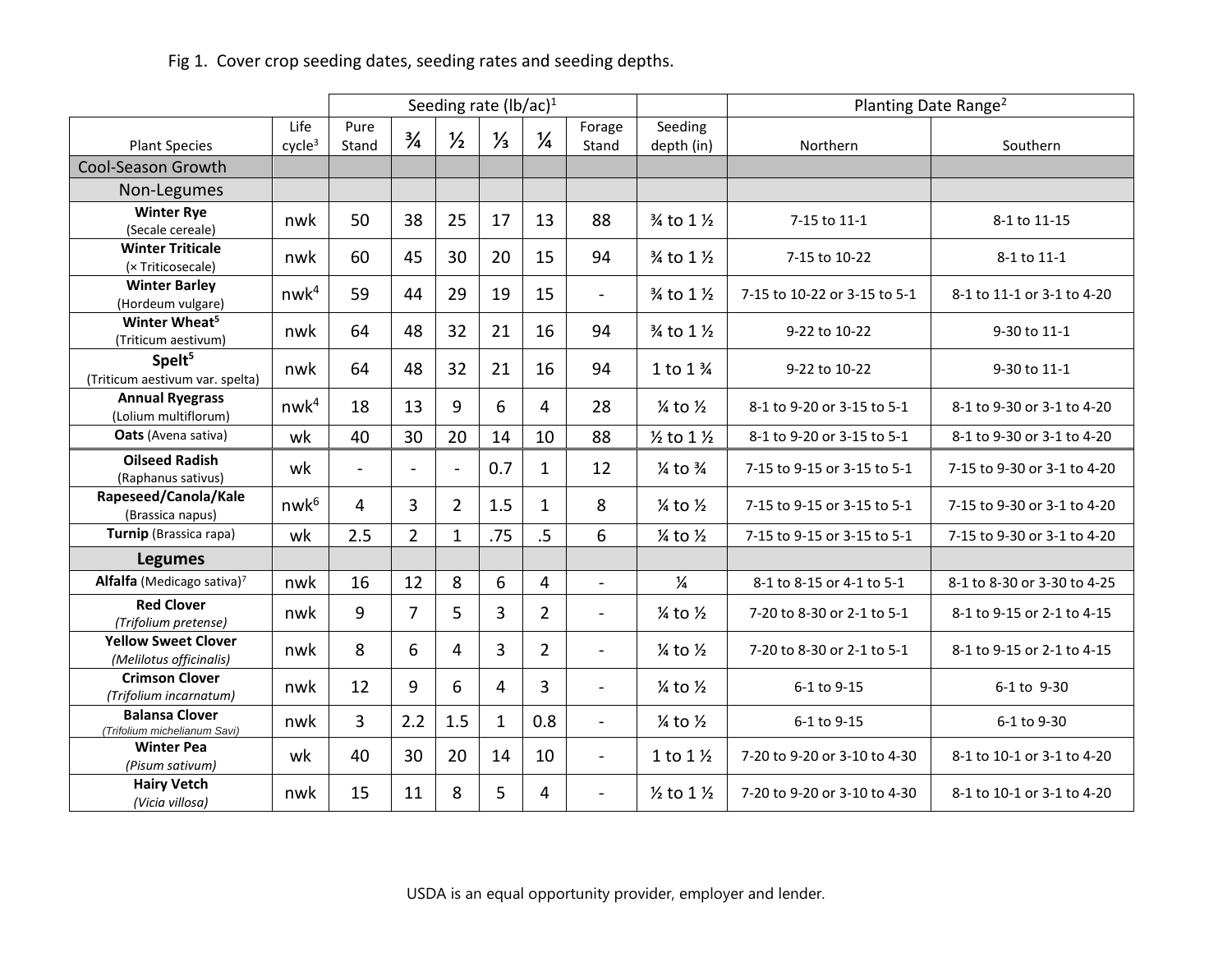Fig 1. Cover crop seeding dates, seeding rates and seeding depths.

| | | Seeding rate (lb/ac)[1] | | | | | | | Planting Date Range[2] | |
|---|---|---|---|---|---|---|---|---|---|---|
| Plant Species | Life cycle[3] | Pure Stand | ¾ | ½ | ⅓ | ¼ | Forage Stand | Seeding depth (in) | Northern | Southern |
| Cool-Season Growth | | | | | | | | | | |
| Non-Legumes | | | | | | | | | | |
| **Winter Rye** (Secale cereale) | nwk | 50 | 38 | 25 | 17 | 13 | 88 | ¾ to 1 ½ | 7-15 to 11-1 | 8-1 to 11-15 |
| **Winter Triticale** (× Triticosecale) | nwk | 60 | 45 | 30 | 20 | 15 | 94 | ¾ to 1 ½ | 7-15 to 10-22 | 8-1 to 11-1 |
| **Winter Barley** (Hordeum vulgare) | nwk[4] | 59 | 44 | 29 | 19 | 15 | - | ¾ to 1 ½ | 7-15 to 10-22 or 3-15 to 5-1 | 8-1 to 11-1 or 3-1 to 4-20 |
| **Winter Wheat[5]** (Triticum aestivum) | nwk | 64 | 48 | 32 | 21 | 16 | 94 | ¾ to 1 ½ | 9-22 to 10-22 | 9-30 to 11-1 |
| **Spelt[5]** (Triticum aestivum var. spelta) | nwk | 64 | 48 | 32 | 21 | 16 | 94 | 1 to 1 ¾ | 9-22 to 10-22 | 9-30 to 11-1 |
| **Annual Ryegrass** (Lolium multiflorum) | nwk[4] | 18 | 13 | 9 | 6 | 4 | 28 | ¼ to ½ | 8-1 to 9-20 or 3-15 to 5-1 | 8-1 to 9-30 or 3-1 to 4-20 |
| **Oats** (Avena sativa) | wk | 40 | 30 | 20 | 14 | 10 | 88 | ½ to 1 ½ | 8-1 to 9-20 or 3-15 to 5-1 | 8-1 to 9-30 or 3-1 to 4-20 |
| **Oilseed Radish** (Raphanus sativus) | wk | - | - | - | 0.7 | 1 | 12 | ¼ to ¾ | 7-15 to 9-15 or 3-15 to 5-1 | 7-15 to 9-30 or 3-1 to 4-20 |
| **Rapeseed/Canola/Kale** (Brassica napus) | nwk[6] | 4 | 3 | 2 | 1.5 | 1 | 8 | ¼ to ½ | 7-15 to 9-15 or 3-15 to 5-1 | 7-15 to 9-30 or 3-1 to 4-20 |
| **Turnip** (Brassica rapa) | wk | 2.5 | 2 | 1 | .75 | .5 | 6 | ¼ to ½ | 7-15 to 9-15 or 3-15 to 5-1 | 7-15 to 9-30 or 3-1 to 4-20 |
| **Legumes** | | | | | | | | | | |
| **Alfalfa** (Medicago sativa)[7] | nwk | 16 | 12 | 8 | 6 | 4 | - | ¼ | 8-1 to 8-15 or 4-1 to 5-1 | 8-1 to 8-30 or 3-30 to 4-25 |
| **Red Clover** *(Trifolium pretense)* | nwk | 9 | 7 | 5 | 3 | 2 | - | ¼ to ½ | 7-20 to 8-30 or 2-1 to 5-1 | 8-1 to 9-15 or 2-1 to 4-15 |
| **Yellow Sweet Clover** *(Melilotus officinalis)* | nwk | 8 | 6 | 4 | 3 | 2 | - | ¼ to ½ | 7-20 to 8-30 or 2-1 to 5-1 | 8-1 to 9-15 or 2-1 to 4-15 |
| **Crimson Clover** *(Trifolium incarnatum)* | nwk | 12 | 9 | 6 | 4 | 3 | - | ¼ to ½ | 6-1 to 9-15 | 6-1 to 9-30 |
| **Balansa Clover** *(Trifolium michelianum Savi)* | nwk | 3 | 2.2 | 1.5 | 1 | 0.8 | - | ¼ to ½ | 6-1 to 9-15 | 6-1 to 9-30 |
| **Winter Pea** *(Pisum sativum)* | wk | 40 | 30 | 20 | 14 | 10 | - | 1 to 1 ½ | 7-20 to 9-20 or 3-10 to 4-30 | 8-1 to 10-1 or 3-1 to 4-20 |
| **Hairy Vetch** *(Vicia villosa)* | nwk | 15 | 11 | 8 | 5 | 4 | - | ½ to 1 ½ | 7-20 to 9-20 or 3-10 to 4-30 | 8-1 to 10-1 or 3-1 to 4-20 |

USDA is an equal opportunity provider, employer and lender.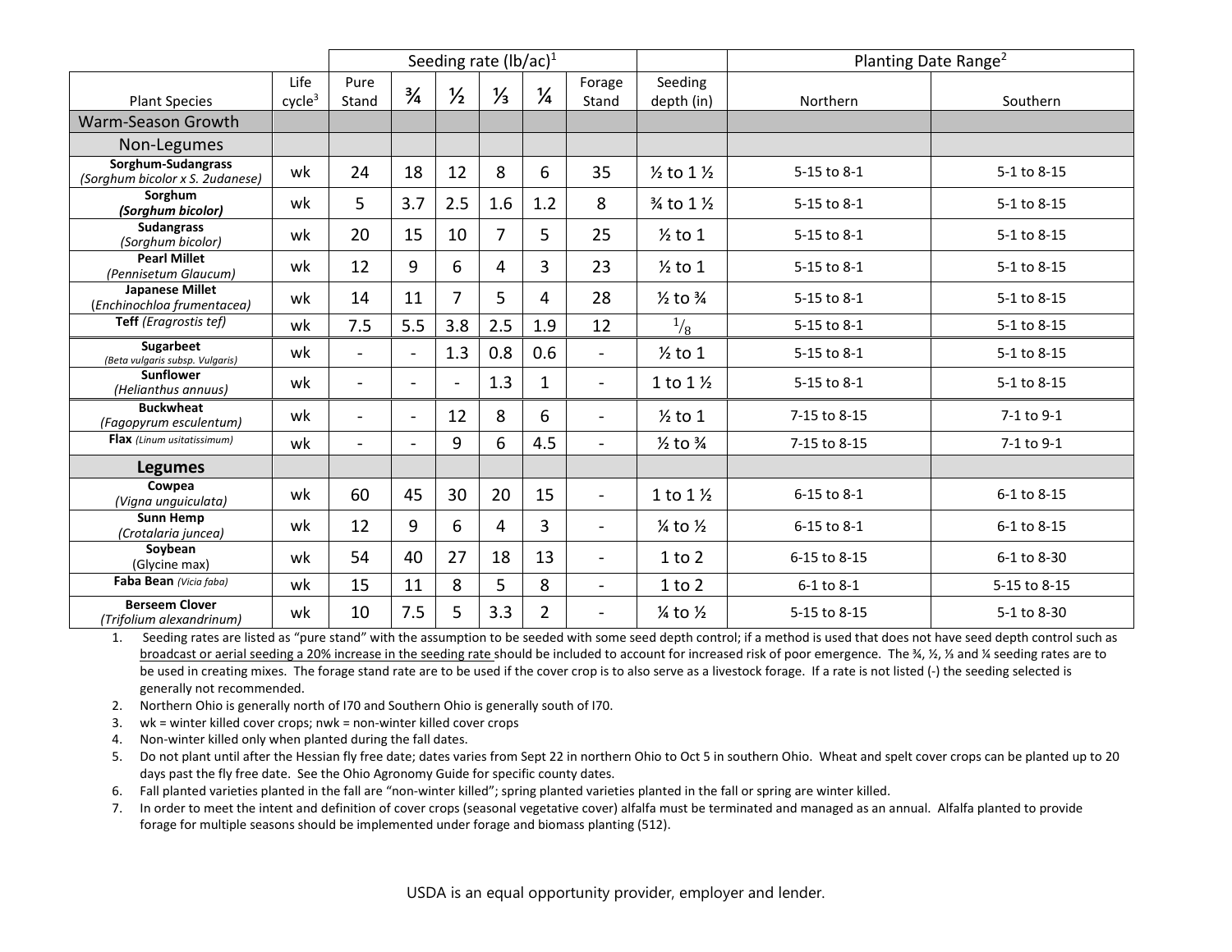| Plant Species | Life cycle[3] | Seeding rate (lb/ac)[1] Pure Stand | ¾ | ½ | ⅓ | ¼ | Forage Stand | Seeding depth (in) | Planting Date Range[2] Northern | Southern |
|---|---|---|---|---|---|---|---|---|---|---|
| **Warm-Season Growth** | | | | | | | | | | |
| **Non-Legumes** | | | | | | | | | | |
| **Sorghum-Sudangrass** *(Sorghum bicolor x S. 2udanese)* | wk | 24 | 18 | 12 | 8 | 6 | 35 | ½ to 1 ½ | 5-15 to 8-1 | 5-1 to 8-15 |
| **Sorghum** ***(Sorghum bicolor)*** | wk | 5 | 3.7 | 2.5 | 1.6 | 1.2 | 8 | ¾ to 1 ½ | 5-15 to 8-1 | 5-1 to 8-15 |
| **Sudangrass** *(Sorghum bicolor)* | wk | 20 | 15 | 10 | 7 | 5 | 25 | ½ to 1 | 5-15 to 8-1 | 5-1 to 8-15 |
| **Pearl Millet** *(Pennisetum Glaucum)* | wk | 12 | 9 | 6 | 4 | 3 | 23 | ½ to 1 | 5-15 to 8-1 | 5-1 to 8-15 |
| **Japanese Millet** *(Enchinochloa frumentacea)* | wk | 14 | 11 | 7 | 5 | 4 | 28 | ½ to ¾ | 5-15 to 8-1 | 5-1 to 8-15 |
| **Teff** *(Eragrostis tef)* | wk | 7.5 | 5.5 | 3.8 | 2.5 | 1.9 | 12 | $^{1}/_{8}$ | 5-15 to 8-1 | 5-1 to 8-15 |
| **Sugarbeet** *(Beta vulgaris subsp. Vulgaris)* | wk | - | - | 1.3 | 0.8 | 0.6 | - | ½ to 1 | 5-15 to 8-1 | 5-1 to 8-15 |
| **Sunflower** *(Helianthus annuus)* | wk | - | - | - | 1.3 | 1 | - | 1 to 1 ½ | 5-15 to 8-1 | 5-1 to 8-15 |
| **Buckwheat** *(Fagopyrum esculentum)* | wk | - | - | 12 | 8 | 6 | - | ½ to 1 | 7-15 to 8-15 | 7-1 to 9-1 |
| **Flax** *(Linum usitatissimum)* | wk | - | - | 9 | 6 | 4.5 | - | ½ to ¾ | 7-15 to 8-15 | 7-1 to 9-1 |
| **Legumes** | | | | | | | | | | |
| **Cowpea** *(Vigna unguiculata)* | wk | 60 | 45 | 30 | 20 | 15 | - | 1 to 1 ½ | 6-15 to 8-1 | 6-1 to 8-15 |
| **Sunn Hemp** *(Crotalaria juncea)* | wk | 12 | 9 | 6 | 4 | 3 | - | ¼ to ½ | 6-15 to 8-1 | 6-1 to 8-15 |
| **Soybean** (Glycine max) | wk | 54 | 40 | 27 | 18 | 13 | - | 1 to 2 | 6-15 to 8-15 | 6-1 to 8-30 |
| **Faba Bean** *(Vicia faba)* | wk | 15 | 11 | 8 | 5 | 8 | - | 1 to 2 | 6-1 to 8-1 | 5-15 to 8-15 |
| **Berseem Clover** *(Trifolium alexandrinum)* | wk | 10 | 7.5 | 5 | 3.3 | 2 | - | ¼ to ½ | 5-15 to 8-15 | 5-1 to 8-30 |

1. Seeding rates are listed as "pure stand" with the assumption to be seeded with some seed depth control; if a method is used that does not have seed depth control such as broadcast or aerial seeding a 20% increase in the seeding rate should be included to account for increased risk of poor emergence. The ¾, ½, ⅓ and ¼ seeding rates are to be used in creating mixes. The forage stand rate are to be used if the cover crop is to also serve as a livestock forage. If a rate is not listed (-) the seeding selected is generally not recommended.
2. Northern Ohio is generally north of I70 and Southern Ohio is generally south of I70.
3. wk = winter killed cover crops; nwk = non-winter killed cover crops
4. Non-winter killed only when planted during the fall dates.
5. Do not plant until after the Hessian fly free date; dates varies from Sept 22 in northern Ohio to Oct 5 in southern Ohio. Wheat and spelt cover crops can be planted up to 20 days past the fly free date. See the Ohio Agronomy Guide for specific county dates.
6. Fall planted varieties planted in the fall are "non-winter killed"; spring planted varieties planted in the fall or spring are winter killed.
7. In order to meet the intent and definition of cover crops (seasonal vegetative cover) alfalfa must be terminated and managed as an annual. Alfalfa planted to provide forage for multiple seasons should be implemented under forage and biomass planting (512).

USDA is an equal opportunity provider, employer and lender.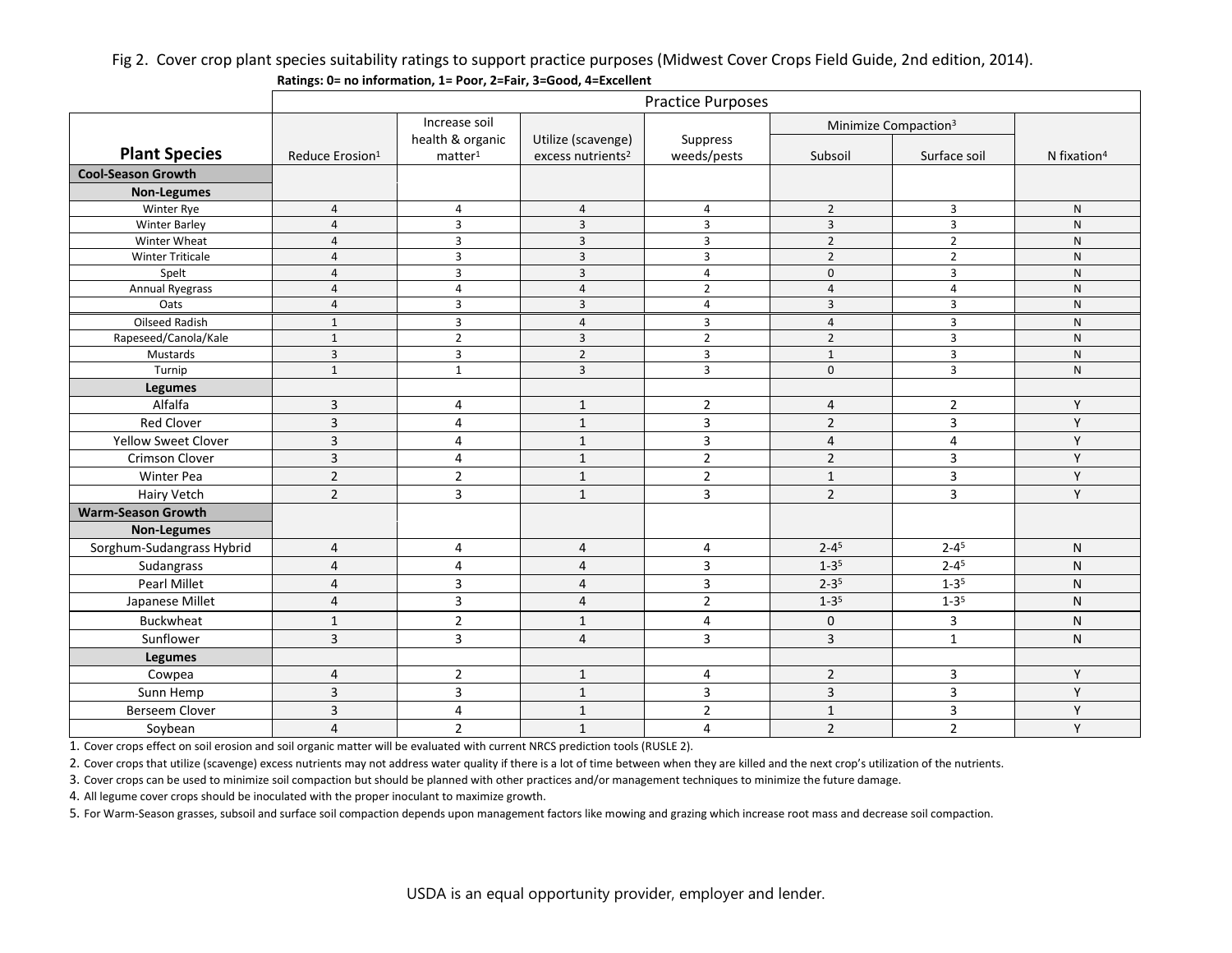Fig 2. Cover crop plant species suitability ratings to support practice purposes (Midwest Cover Crops Field Guide, 2nd edition, 2014).

**Ratings: 0= no information, 1= Poor, 2=Fair, 3=Good, 4=Excellent**

| | Practice Purposes | | | | | | |
|---|---|---|---|---|---|---|---|
| | | | | | Minimize Compaction[3] | | |
| **Plant Species** | Reduce Erosion[1] | Increase soil health & organic matter[1] | Utilize (scavenge) excess nutrients[2] | Suppress weeds/pests | Subsoil | Surface soil | N fixation[4] |
| **Cool-Season Growth** | | | | | | | |
| **Non-Legumes** | | | | | | | |
| Winter Rye | 4 | 4 | 4 | 4 | 2 | 3 | N |
| Winter Barley | 4 | 3 | 3 | 3 | 3 | 3 | N |
| Winter Wheat | 4 | 3 | 3 | 3 | 2 | 2 | N |
| Winter Triticale | 4 | 3 | 3 | 3 | 2 | 2 | N |
| Spelt | 4 | 3 | 3 | 4 | 0 | 3 | N |
| Annual Ryegrass | 4 | 4 | 4 | 2 | 4 | 4 | N |
| Oats | 4 | 3 | 3 | 4 | 3 | 3 | N |
| Oilseed Radish | 1 | 3 | 4 | 3 | 4 | 3 | N |
| Rapeseed/Canola/Kale | 1 | 2 | 3 | 2 | 2 | 3 | N |
| Mustards | 3 | 3 | 2 | 3 | 1 | 3 | N |
| Turnip | 1 | 1 | 3 | 3 | 0 | 3 | N |
| **Legumes** | | | | | | | |
| Alfalfa | 3 | 4 | 1 | 2 | 4 | 2 | Y |
| Red Clover | 3 | 4 | 1 | 3 | 2 | 3 | Y |
| Yellow Sweet Clover | 3 | 4 | 1 | 3 | 4 | 4 | Y |
| Crimson Clover | 3 | 4 | 1 | 2 | 2 | 3 | Y |
| Winter Pea | 2 | 2 | 1 | 2 | 1 | 3 | Y |
| Hairy Vetch | 2 | 3 | 1 | 3 | 2 | 3 | Y |
| **Warm-Season Growth** | | | | | | | |
| **Non-Legumes** | | | | | | | |
| Sorghum-Sudangrass Hybrid | 4 | 4 | 4 | 4 | 2-4[5] | 2-4[5] | N |
| Sudangrass | 4 | 4 | 4 | 3 | 1-3[5] | 2-4[5] | N |
| Pearl Millet | 4 | 3 | 4 | 3 | 2-3[5] | 1-3[5] | N |
| Japanese Millet | 4 | 3 | 4 | 2 | 1-3[5] | 1-3[5] | N |
| Buckwheat | 1 | 2 | 1 | 4 | 0 | 3 | N |
| Sunflower | 3 | 3 | 4 | 3 | 3 | 1 | N |
| **Legumes** | | | | | | | |
| Cowpea | 4 | 2 | 1 | 4 | 2 | 3 | Y |
| Sunn Hemp | 3 | 3 | 1 | 3 | 3 | 3 | Y |
| Berseem Clover | 3 | 4 | 1 | 2 | 1 | 3 | Y |
| Soybean | 4 | 2 | 1 | 4 | 2 | 2 | Y |

1. Cover crops effect on soil erosion and soil organic matter will be evaluated with current NRCS prediction tools (RUSLE 2).
2. Cover crops that utilize (scavenge) excess nutrients may not address water quality if there is a lot of time between when they are killed and the next crop's utilization of the nutrients.
3. Cover crops can be used to minimize soil compaction but should be planned with other practices and/or management techniques to minimize the future damage.
4. All legume cover crops should be inoculated with the proper inoculant to maximize growth.
5. For Warm-Season grasses, subsoil and surface soil compaction depends upon management factors like mowing and grazing which increase root mass and decrease soil compaction.

USDA is an equal opportunity provider, employer and lender.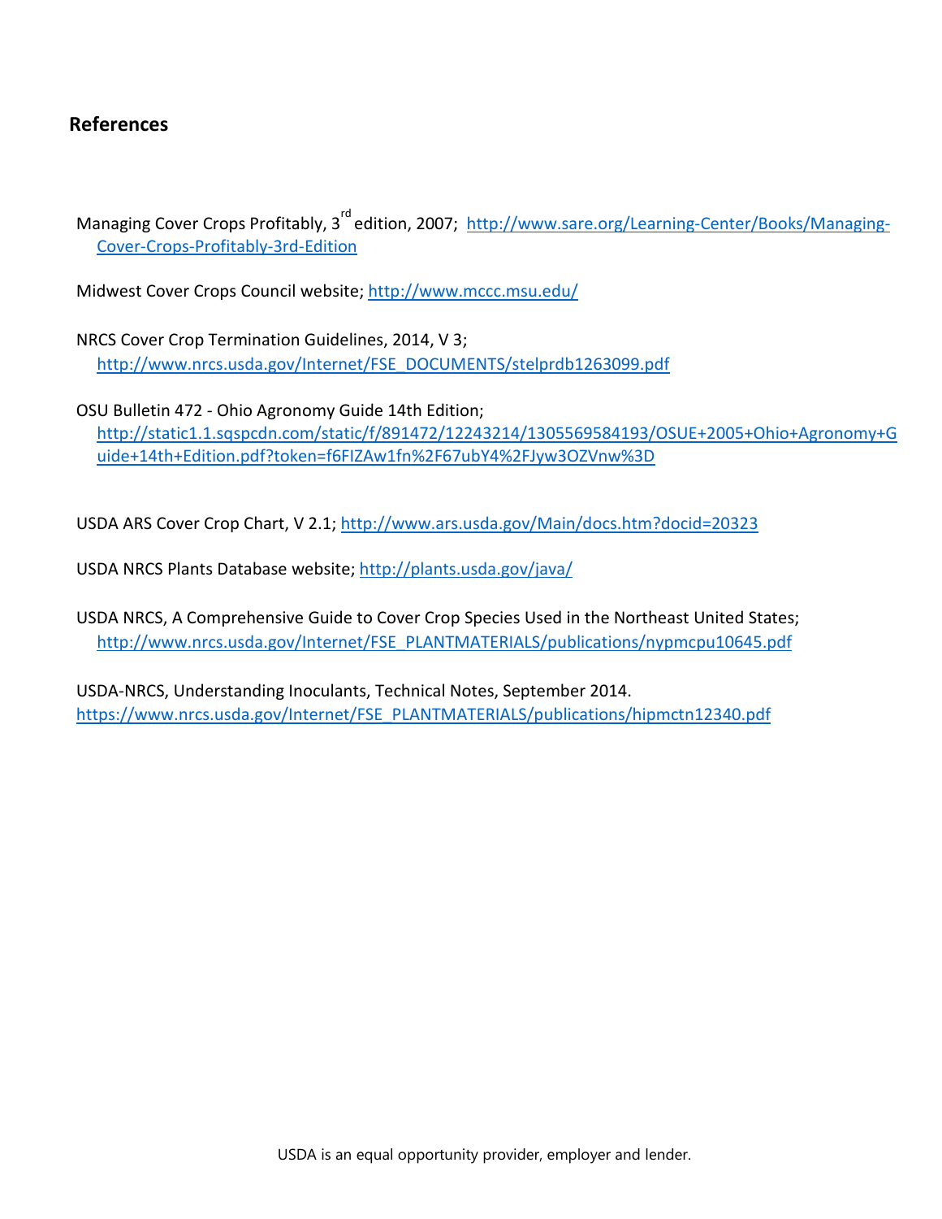## References

Managing Cover Crops Profitably, 3rd edition, 2007; http://www.sare.org/Learning-Center/Books/Managing-Cover-Crops-Profitably-3rd-Edition

Midwest Cover Crops Council website; http://www.mccc.msu.edu/

NRCS Cover Crop Termination Guidelines, 2014, V 3; http://www.nrcs.usda.gov/Internet/FSE_DOCUMENTS/stelprdb1263099.pdf

OSU Bulletin 472 - Ohio Agronomy Guide 14th Edition; http://static1.1.sqspcdn.com/static/f/891472/12243214/1305569584193/OSUE+2005+Ohio+Agronomy+Guide+14th+Edition.pdf?token=f6FIZAw1fn%2F67ubY4%2FJyw3OZVnw%3D

USDA ARS Cover Crop Chart, V 2.1; http://www.ars.usda.gov/Main/docs.htm?docid=20323

USDA NRCS Plants Database website; http://plants.usda.gov/java/

USDA NRCS, A Comprehensive Guide to Cover Crop Species Used in the Northeast United States; http://www.nrcs.usda.gov/Internet/FSE_PLANTMATERIALS/publications/nypmcpu10645.pdf

USDA-NRCS, Understanding Inoculants, Technical Notes, September 2014. https://www.nrcs.usda.gov/Internet/FSE_PLANTMATERIALS/publications/hipmctn12340.pdf

USDA is an equal opportunity provider, employer and lender.